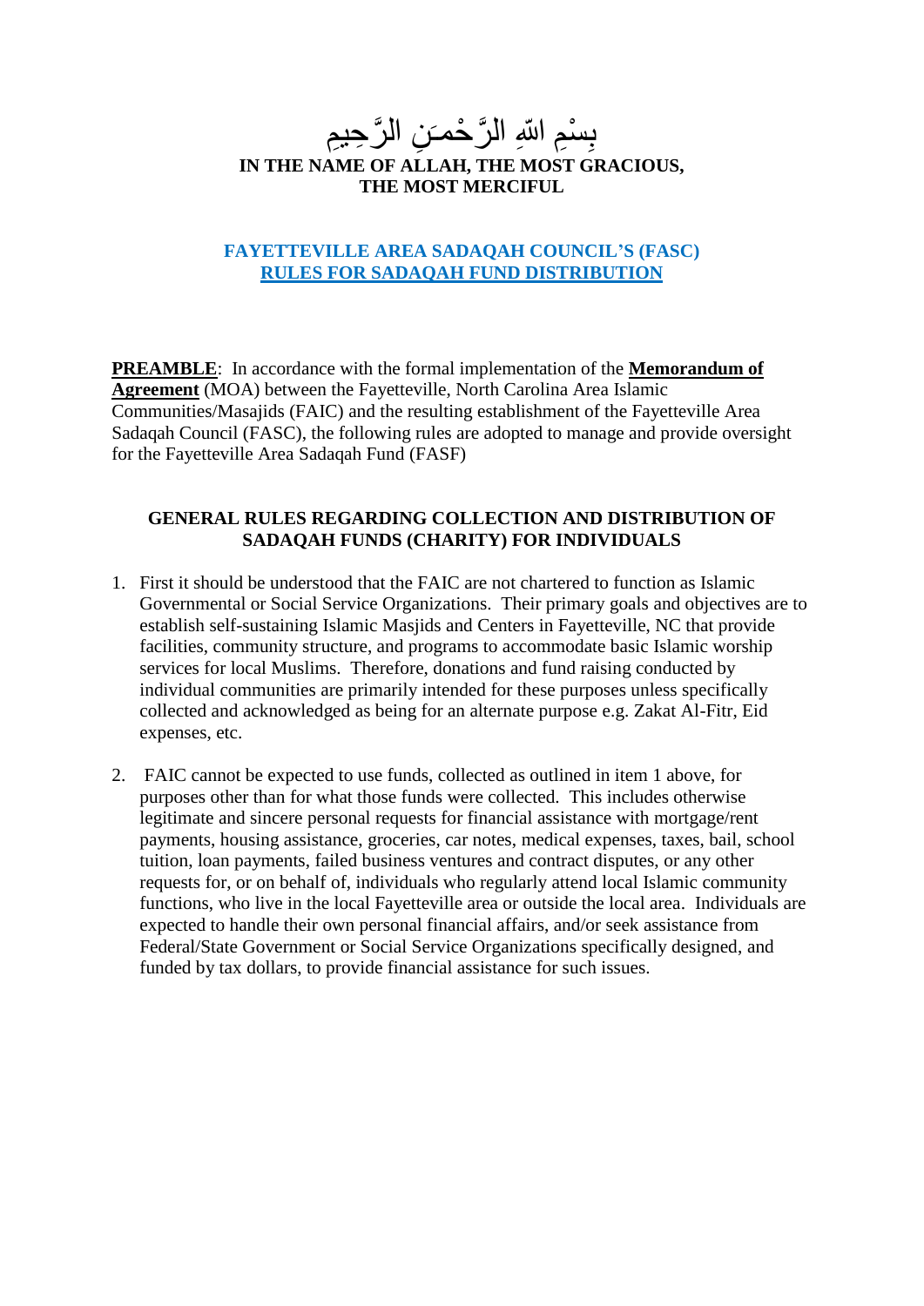بِسْمِ اللهِ الرَّحْمـَنِ الرَّحِيمِ

**IN THE NAME OF ALLAH, THE MOST GRACIOUS, THE MOST MERCIFUL**

# FAYETTEVILLE AREA SADAQAH COUNCIL'S (FASC) RULES FOR SADAQAH FUND DISTRIBUTION

**PREAMBLE**: In accordance with the formal implementation of the **Memorandum of Agreement** (MOA) between the Fayetteville, North Carolina Area Islamic Communities/Masajids (FAIC) and the resulting establishment of the Fayetteville Area Sadaqah Council (FASC), the following rules are adopted to manage and provide oversight for the Fayetteville Area Sadaqah Fund (FASF)

## GENERAL RULES REGARDING COLLECTION AND DISTRIBUTION OF SADAQAH FUNDS (CHARITY) FOR INDIVIDUALS

1. First it should be understood that the FAIC are not chartered to function as Islamic Governmental or Social Service Organizations. Their primary goals and objectives are to establish self-sustaining Islamic Masjids and Centers in Fayetteville, NC that provide facilities, community structure, and programs to accommodate basic Islamic worship services for local Muslims. Therefore, donations and fund raising conducted by individual communities are primarily intended for these purposes unless specifically collected and acknowledged as being for an alternate purpose e.g. Zakat Al-Fitr, Eid expenses, etc.

2. FAIC cannot be expected to use funds, collected as outlined in item 1 above, for purposes other than for what those funds were collected. This includes otherwise legitimate and sincere personal requests for financial assistance with mortgage/rent payments, housing assistance, groceries, car notes, medical expenses, taxes, bail, school tuition, loan payments, failed business ventures and contract disputes, or any other requests for, or on behalf of, individuals who regularly attend local Islamic community functions, who live in the local Fayetteville area or outside the local area. Individuals are expected to handle their own personal financial affairs, and/or seek assistance from Federal/State Government or Social Service Organizations specifically designed, and funded by tax dollars, to provide financial assistance for such issues.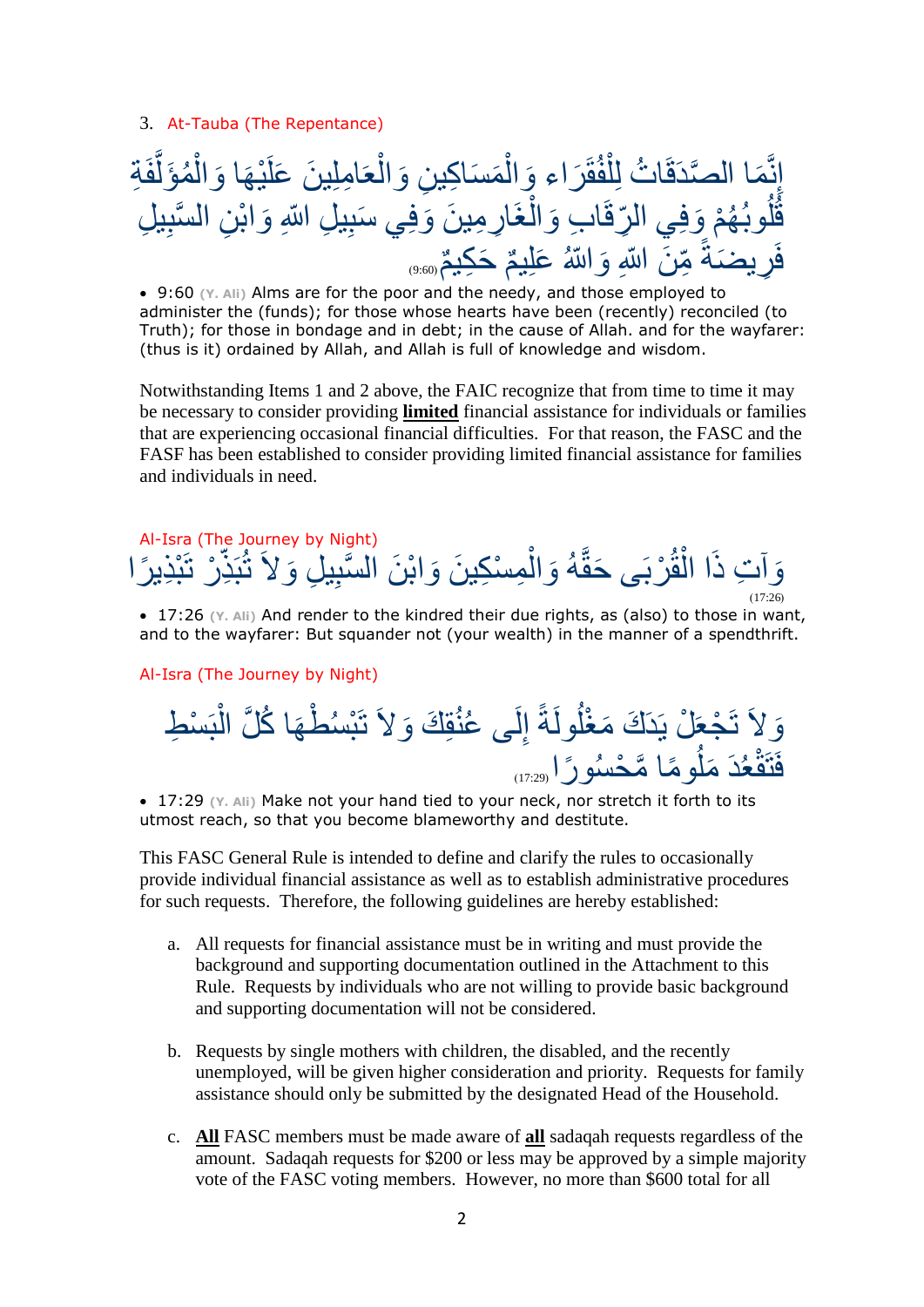3. At-Tauba (The Repentance)

إِنَّمَا الصَّدَقَاتُ لِلْفُقَرَاء وَالْمَسَاكِينِ وَالْعَامِلِينَ عَلَيْهَا وَالْمُؤَلَّفَةِ قُلُوبُهُمْ وَفِي الرِّقَابِ وَالْغَارِمِينَ وَفِي سَبِيلِ اللّهِ وَابْنِ السَّبِيلِ فَرِيضَةً مِّنَ اللّهِ وَاللّهُ عَلِيمٌ حَكِيمٌ (9:60)

- 9:60 (Y. Ali) Alms are for the poor and the needy, and those employed to administer the (funds); for those whose hearts have been (recently) reconciled (to Truth); for those in bondage and in debt; in the cause of Allah. and for the wayfarer: (thus is it) ordained by Allah, and Allah is full of knowledge and wisdom.

Notwithstanding Items 1 and 2 above, the FAIC recognize that from time to time it may be necessary to consider providing **limited** financial assistance for individuals or families that are experiencing occasional financial difficulties. For that reason, the FASC and the FASF has been established to consider providing limited financial assistance for families and individuals in need.

Al-Isra (The Journey by Night)

وَآتِ ذَا الْقُرْبَى حَقَّهُ وَالْمِسْكِينَ وَابْنَ السَّبِيلِ وَلاَ تُبَذِّرْ تَبْذِيرًا (17:26)

- 17:26 (Y. Ali) And render to the kindred their due rights, as (also) to those in want, and to the wayfarer: But squander not (your wealth) in the manner of a spendthrift.

Al-Isra (The Journey by Night)

وَلاَ تَجْعَلْ يَدَكَ مَغْلُولَةً إِلَى عُنُقِكَ وَلاَ تَبْسُطْهَا كُلَّ الْبَسْطِ فَتَقْعُدَ مَلُومًا مَّحْسُورًا (17:29)

- 17:29 (Y. Ali) Make not your hand tied to your neck, nor stretch it forth to its utmost reach, so that you become blameworthy and destitute.

This FASC General Rule is intended to define and clarify the rules to occasionally provide individual financial assistance as well as to establish administrative procedures for such requests. Therefore, the following guidelines are hereby established:

a. All requests for financial assistance must be in writing and must provide the background and supporting documentation outlined in the Attachment to this Rule. Requests by individuals who are not willing to provide basic background and supporting documentation will not be considered.

b. Requests by single mothers with children, the disabled, and the recently unemployed, will be given higher consideration and priority. Requests for family assistance should only be submitted by the designated Head of the Household.

c. **All** FASC members must be made aware of **all** sadaqah requests regardless of the amount. Sadaqah requests for $200 or less may be approved by a simple majority vote of the FASC voting members. However, no more than $600 total for all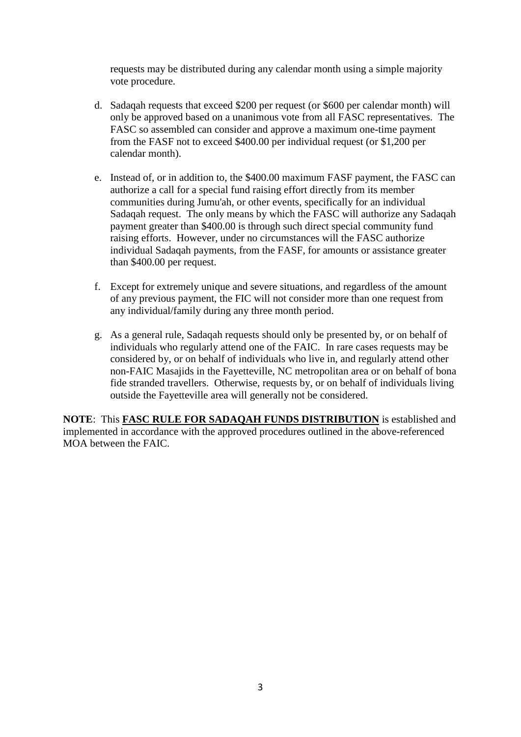requests may be distributed during any calendar month using a simple majority vote procedure.

d. Sadaqah requests that exceed $200 per request (or $600 per calendar month) will only be approved based on a unanimous vote from all FASC representatives. The FASC so assembled can consider and approve a maximum one-time payment from the FASF not to exceed $400.00 per individual request (or $1,200 per calendar month).

e. Instead of, or in addition to, the $400.00 maximum FASF payment, the FASC can authorize a call for a special fund raising effort directly from its member communities during Jumu'ah, or other events, specifically for an individual Sadaqah request. The only means by which the FASC will authorize any Sadaqah payment greater than $400.00 is through such direct special community fund raising efforts. However, under no circumstances will the FASC authorize individual Sadaqah payments, from the FASF, for amounts or assistance greater than $400.00 per request.

f. Except for extremely unique and severe situations, and regardless of the amount of any previous payment, the FIC will not consider more than one request from any individual/family during any three month period.

g. As a general rule, Sadaqah requests should only be presented by, or on behalf of individuals who regularly attend one of the FAIC. In rare cases requests may be considered by, or on behalf of individuals who live in, and regularly attend other non-FAIC Masajids in the Fayetteville, NC metropolitan area or on behalf of bona fide stranded travellers. Otherwise, requests by, or on behalf of individuals living outside the Fayetteville area will generally not be considered.

**NOTE**: This **FASC RULE FOR SADAQAH FUNDS DISTRIBUTION** is established and implemented in accordance with the approved procedures outlined in the above-referenced MOA between the FAIC.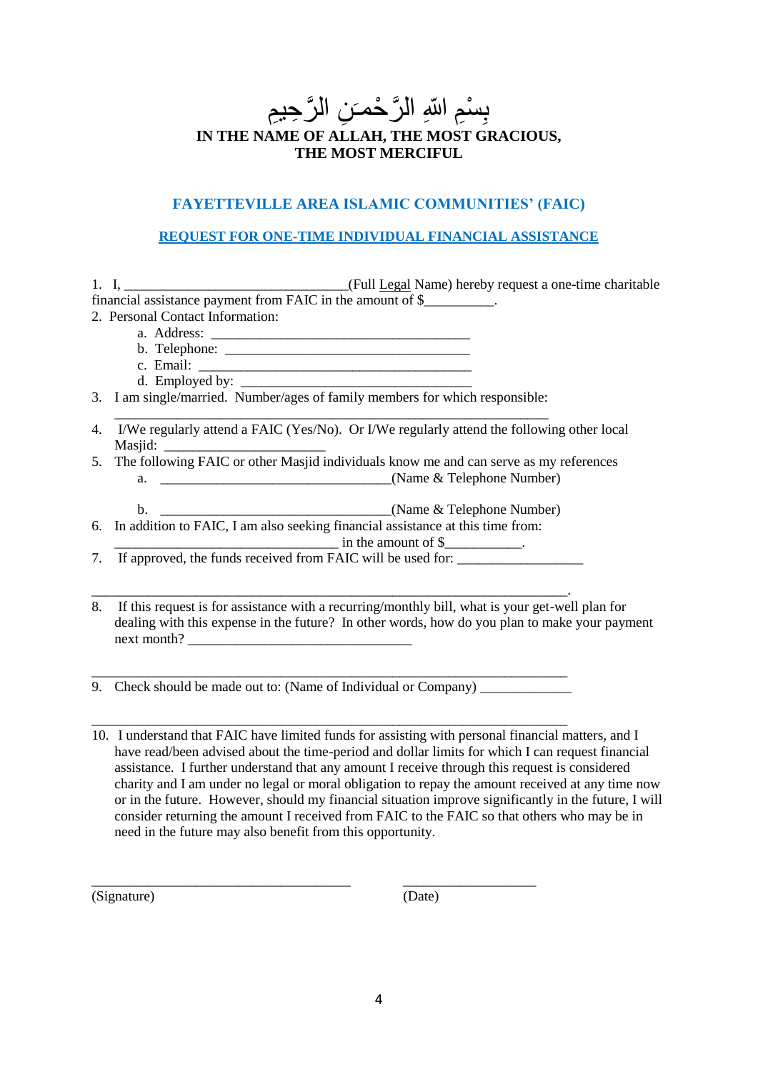بِسْمِ اللهِ الرَّحْمَنِ الرَّحِيمِ

**IN THE NAME OF ALLAH, THE MOST GRACIOUS, THE MOST MERCIFUL**

## FAYETTEVILLE AREA ISLAMIC COMMUNITIES' (FAIC)

### REQUEST FOR ONE-TIME INDIVIDUAL FINANCIAL ASSISTANCE

1. I, ______________________________(Full Legal Name) hereby request a one-time charitable financial assistance payment from FAIC in the amount of $__________.
2. Personal Contact Information:
   a. Address: ____________________________________
   b. Telephone: __________________________________
   c. Email: ______________________________________
   d. Employed by: ________________________________
3. I am single/married. Number/ages of family members for which responsible:
   ____________________________________________________________
4. I/We regularly attend a FAIC (Yes/No). Or I/We regularly attend the following other local Masjid: ______________________
5. The following FAIC or other Masjid individuals know me and can serve as my references
   a. ________________________________(Name & Telephone Number)
   b. ________________________________(Name & Telephone Number)
6. In addition to FAIC, I am also seeking financial assistance at this time from:
   _______________________________ in the amount of $___________.
7. If approved, the funds received from FAIC will be used for: _________________

   ________________________________________________________________.
8. If this request is for assistance with a recurring/monthly bill, what is your get-well plan for dealing with this expense in the future? In other words, how do you plan to make your payment next month? _______________________________

   ________________________________________________________________
9. Check should be made out to: (Name of Individual or Company) _____________

   ________________________________________________________________
10. I understand that FAIC have limited funds for assisting with personal financial matters, and I have read/been advised about the time-period and dollar limits for which I can request financial assistance. I further understand that any amount I receive through this request is considered charity and I am under no legal or moral obligation to repay the amount received at any time now or in the future. However, should my financial situation improve significantly in the future, I will consider returning the amount I received from FAIC to the FAIC so that others who may be in need in the future may also benefit from this opportunity.

____________________________________ (Signature)

__________________ (Date)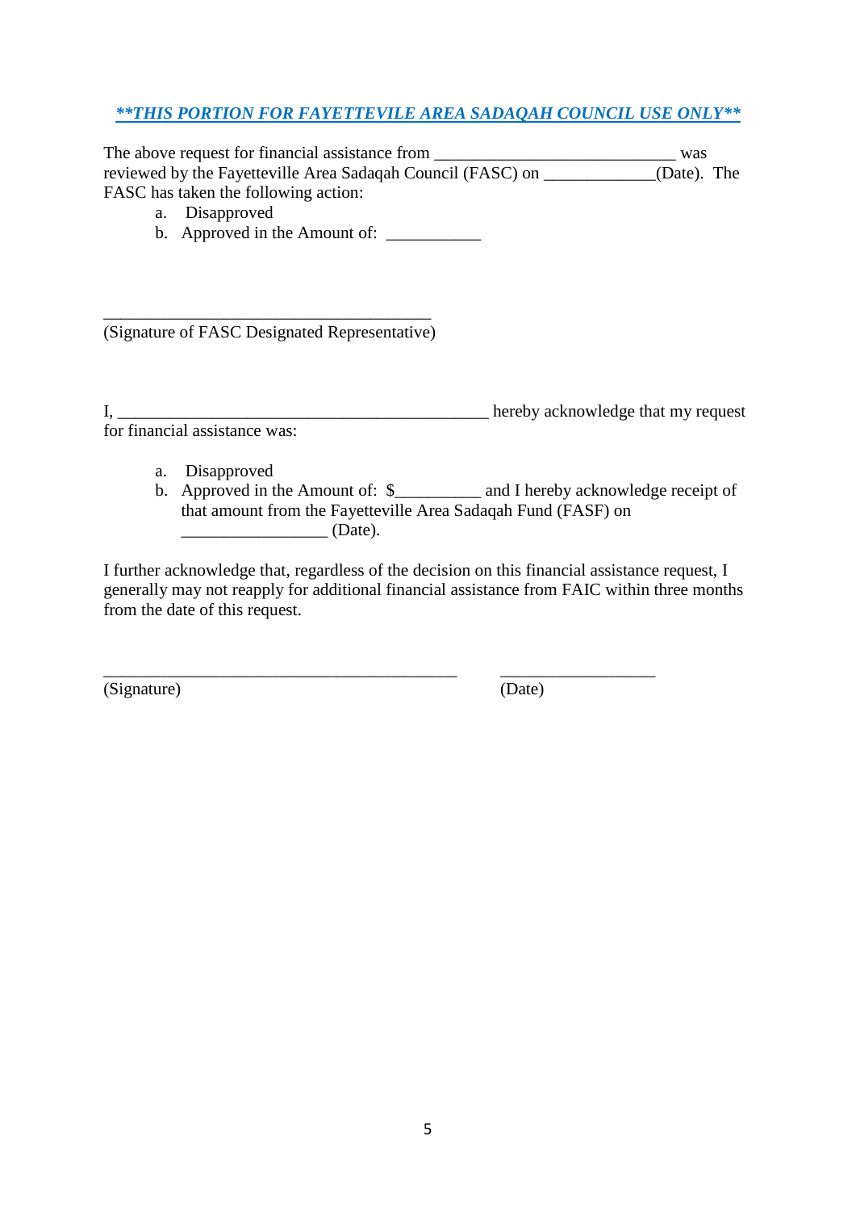***[**THIS PORTION FOR FAYETTEVILE AREA SADAQAH COUNCIL USE ONLY**]***

The above request for financial assistance from ____________________________ was reviewed by the Fayetteville Area Sadaqah Council (FASC) on _____________(Date). The FASC has taken the following action:

a. Disapproved
b. Approved in the Amount of: ___________

________________________________________
(Signature of FASC Designated Representative)

I, ____________________________________________ hereby acknowledge that my request for financial assistance was:

a. Disapproved
b. Approved in the Amount of: $__________ and I hereby acknowledge receipt of that amount from the Fayetteville Area Sadaqah Fund (FASF) on _________________ (Date).

I further acknowledge that, regardless of the decision on this financial assistance request, I generally may not reapply for additional financial assistance from FAIC within three months from the date of this request.

__________________________________________ __________________
(Signature) (Date)